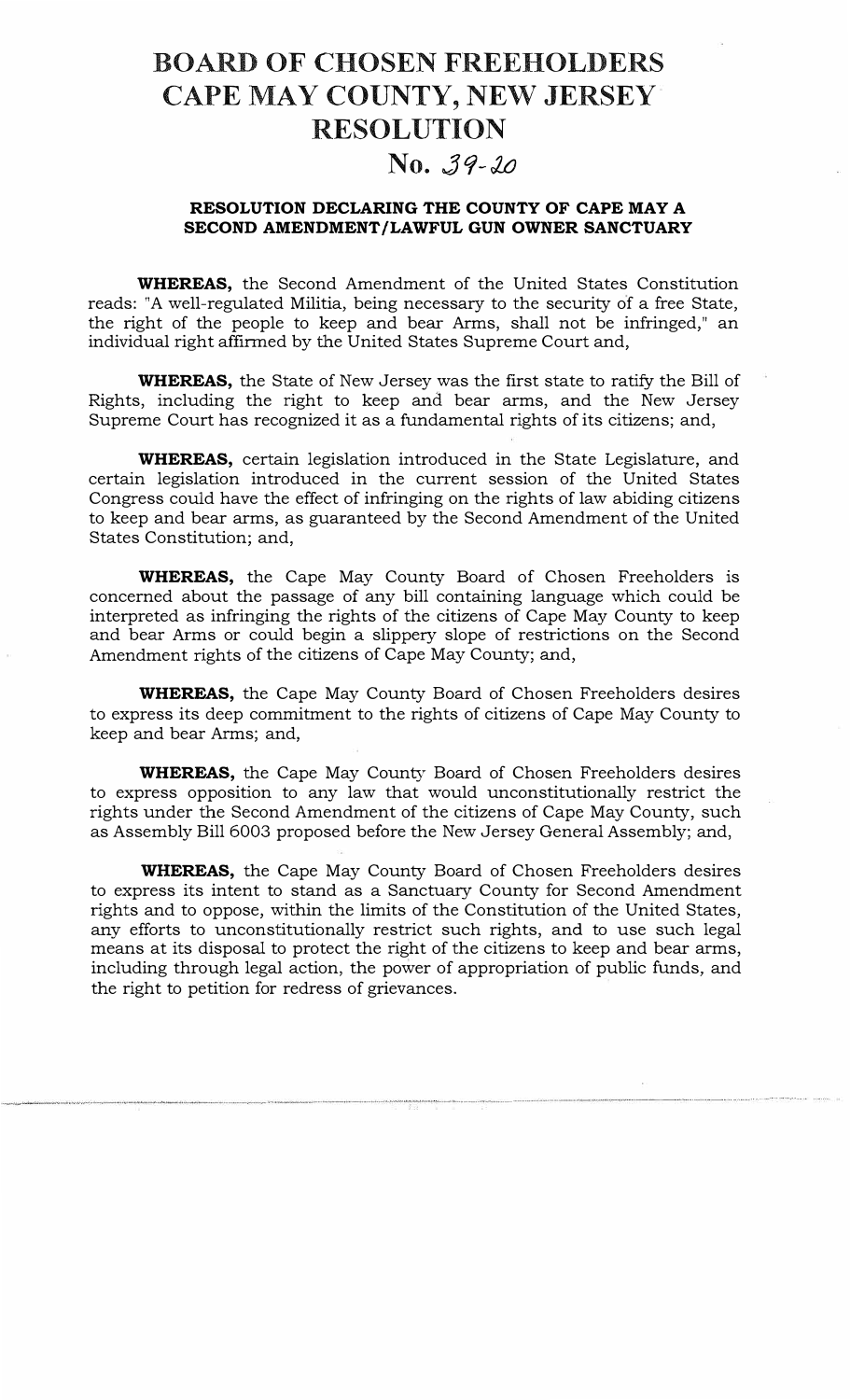# BOARD OF CHOSEN FREEHOLDERS
# CAPE MAY COUNTY, NEW JERSEY
# RESOLUTION

## No. 39-20

### RESOLUTION DECLARING THE COUNTY OF CAPE MAY A SECOND AMENDMENT/LAWFUL GUN OWNER SANCTUARY

**WHEREAS,** the Second Amendment of the United States Constitution reads: "A well-regulated Militia, being necessary to the security of a free State, the right of the people to keep and bear Arms, shall not be infringed," an individual right affirmed by the United States Supreme Court and,

**WHEREAS,** the State of New Jersey was the first state to ratify the Bill of Rights, including the right to keep and bear arms, and the New Jersey Supreme Court has recognized it as a fundamental rights of its citizens; and,

**WHEREAS,** certain legislation introduced in the State Legislature, and certain legislation introduced in the current session of the United States Congress could have the effect of infringing on the rights of law abiding citizens to keep and bear arms, as guaranteed by the Second Amendment of the United States Constitution; and,

**WHEREAS,** the Cape May County Board of Chosen Freeholders is concerned about the passage of any bill containing language which could be interpreted as infringing the rights of the citizens of Cape May County to keep and bear Arms or could begin a slippery slope of restrictions on the Second Amendment rights of the citizens of Cape May County; and,

**WHEREAS,** the Cape May County Board of Chosen Freeholders desires to express its deep commitment to the rights of citizens of Cape May County to keep and bear Arms; and,

**WHEREAS,** the Cape May County Board of Chosen Freeholders desires to express opposition to any law that would unconstitutionally restrict the rights under the Second Amendment of the citizens of Cape May County, such as Assembly Bill 6003 proposed before the New Jersey General Assembly; and,

**WHEREAS,** the Cape May County Board of Chosen Freeholders desires to express its intent to stand as a Sanctuary County for Second Amendment rights and to oppose, within the limits of the Constitution of the United States, any efforts to unconstitutionally restrict such rights, and to use such legal means at its disposal to protect the right of the citizens to keep and bear arms, including through legal action, the power of appropriation of public funds, and the right to petition for redress of grievances.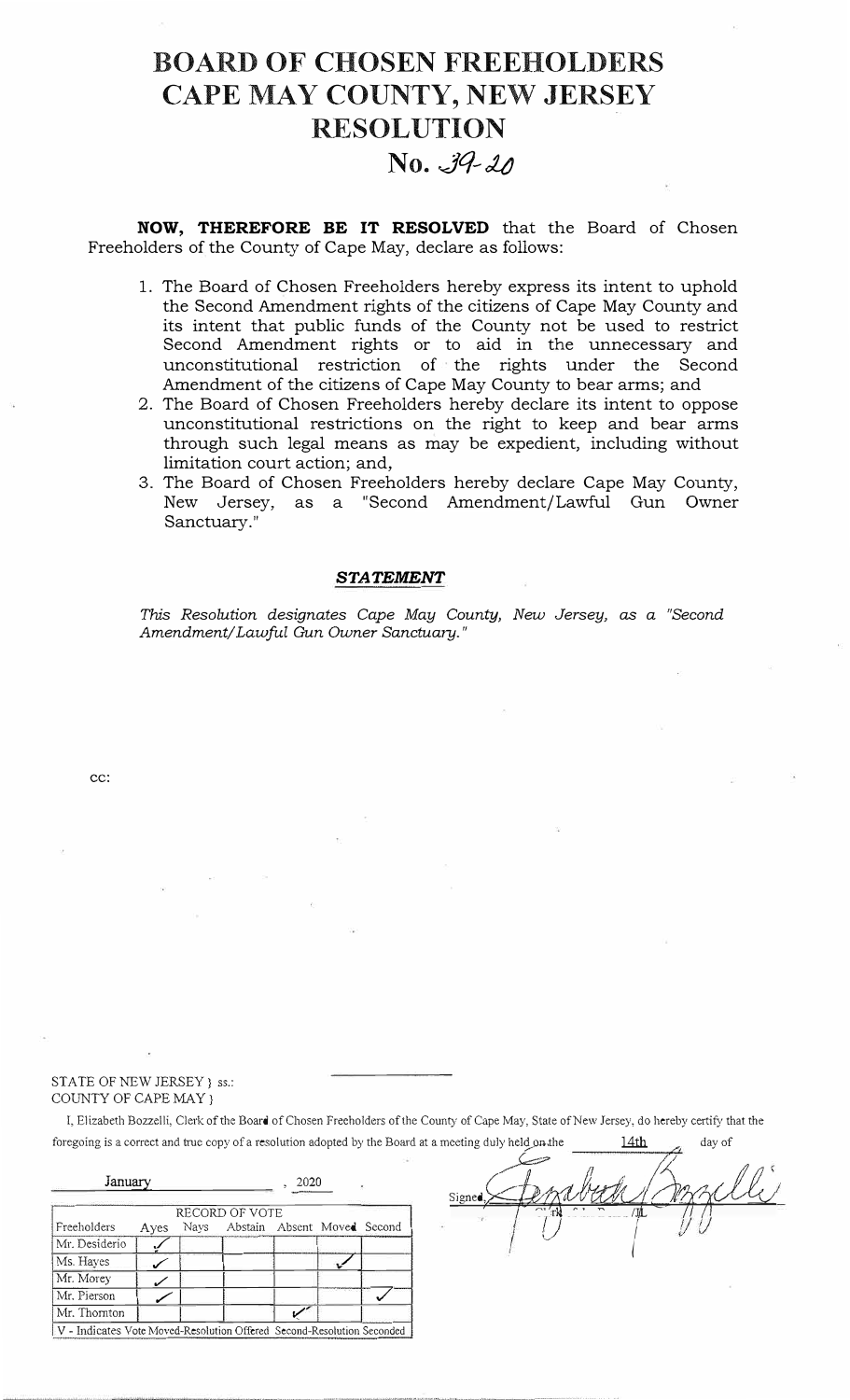# BOARD OF CHOSEN FREEHOLDERS
# CAPE MAY COUNTY, NEW JERSEY
# RESOLUTION
## No. 39-20

**NOW, THEREFORE BE IT RESOLVED** that the Board of Chosen Freeholders of the County of Cape May, declare as follows:

1. The Board of Chosen Freeholders hereby express its intent to uphold the Second Amendment rights of the citizens of Cape May County and its intent that public funds of the County not be used to restrict Second Amendment rights or to aid in the unnecessary and unconstitutional restriction of the rights under the Second Amendment of the citizens of Cape May County to bear arms; and
2. The Board of Chosen Freeholders hereby declare its intent to oppose unconstitutional restrictions on the right to keep and bear arms through such legal means as may be expedient, including without limitation court action; and,
3. The Board of Chosen Freeholders hereby declare Cape May County, New Jersey, as a "Second Amendment/Lawful Gun Owner Sanctuary."

### *STATEMENT*

*This Resolution designates Cape May County, New Jersey, as a "Second Amendment/Lawful Gun Owner Sanctuary."*

cc:

STATE OF NEW JERSEY } ss.:
COUNTY OF CAPE MAY }

I, Elizabeth Bozzelli, Clerk of the Board of Chosen Freeholders of the County of Cape May, State of New Jersey, do hereby certify that the foregoing is a correct and true copy of a resolution adopted by the Board at a meeting duly held on the 14th day of January, 2020.

Signed: Elizabeth Bozzelli

| RECORD OF VOTE | | | | | | |
|---|---|---|---|---|---|---|
| Freeholders | Ayes | Nays | Abstain | Absent | Moved | Second |
| Mr. Desiderio | ✓ | | | | | |
| Ms. Hayes | ✓ | | | | ✓ | |
| Mr. Morey | ✓ | | | | | |
| Mr. Pierson | ✓ | | | | | ✓ |
| Mr. Thornton | | | | ✓ | | |

V - Indicates Vote Moved-Resolution Offered Second-Resolution Seconded